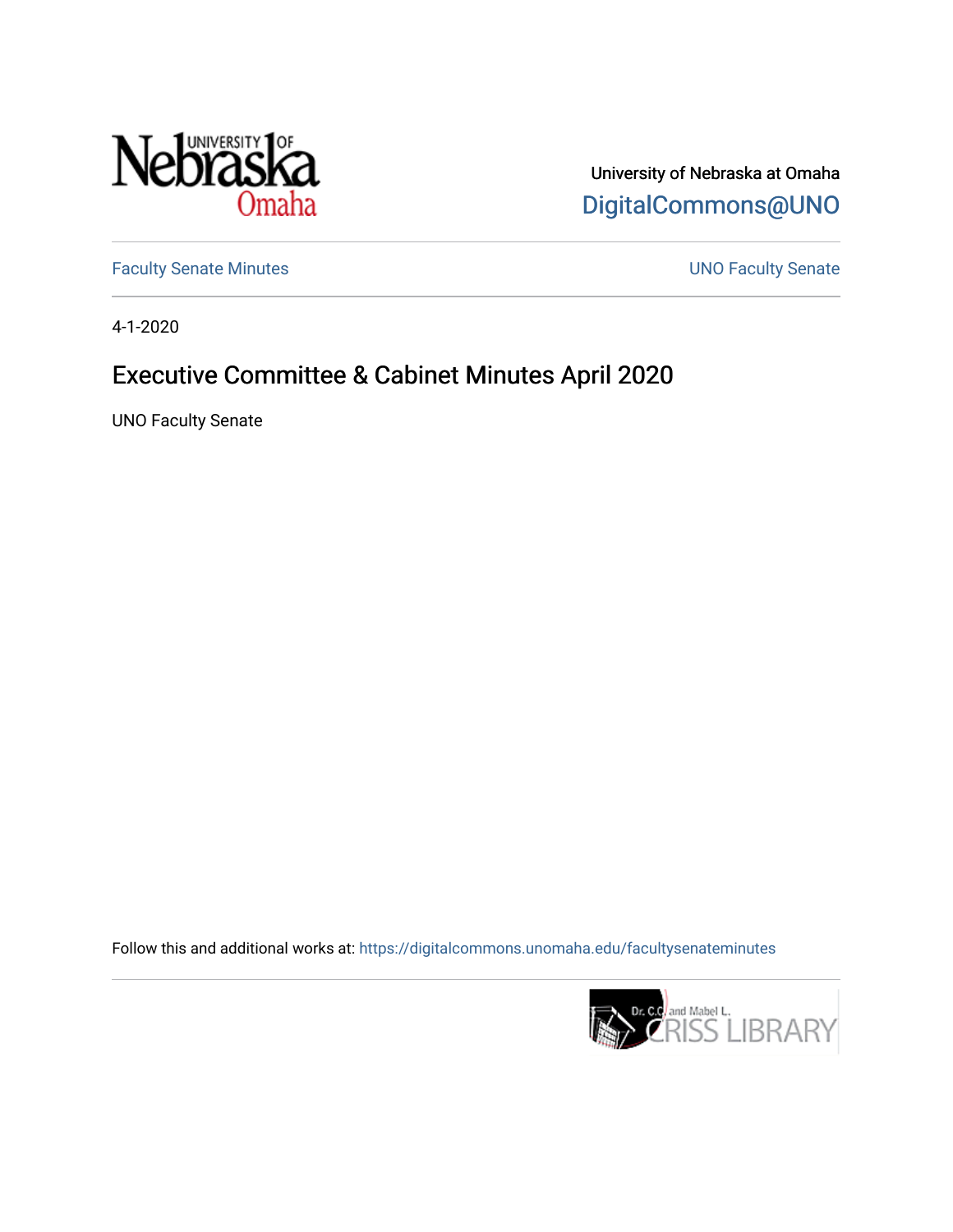University of Nebraska at Omaha

DigitalCommons@UNO

Faculty Senate Minutes

UNO Faculty Senate

4-1-2020

# Executive Committee & Cabinet Minutes April 2020

UNO Faculty Senate

Follow this and additional works at: https://digitalcommons.unomaha.edu/facultysenateminutes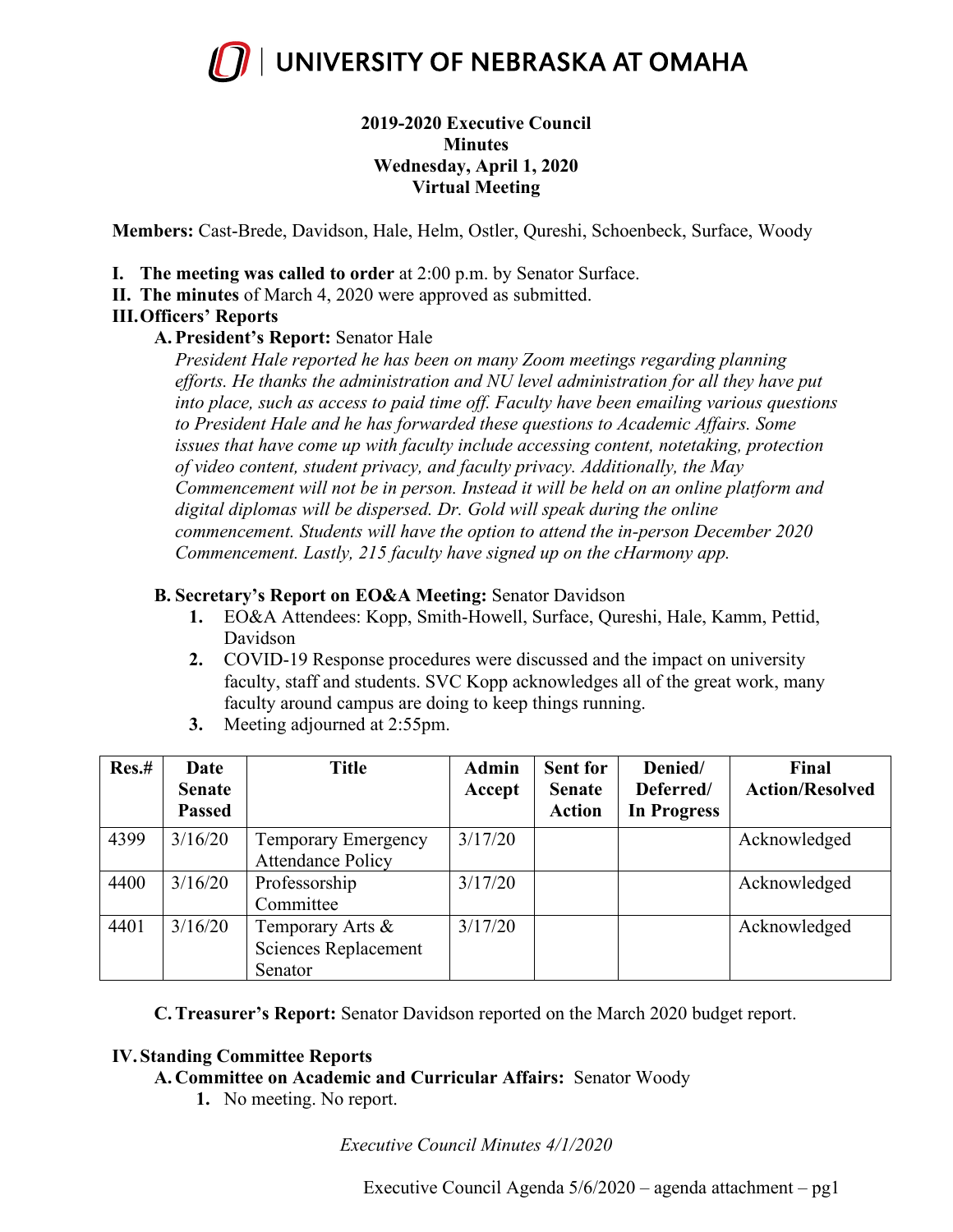# UNIVERSITY OF NEBRASKA AT OMAHA

**2019-2020 Executive Council**
**Minutes**
**Wednesday, April 1, 2020**
**Virtual Meeting**

**Members:** Cast-Brede, Davidson, Hale, Helm, Ostler, Qureshi, Schoenbeck, Surface, Woody

**I. The meeting was called to order** at 2:00 p.m. by Senator Surface.

**II. The minutes** of March 4, 2020 were approved as submitted.

**III. Officers' Reports**

**A. President's Report:** Senator Hale

*President Hale reported he has been on many Zoom meetings regarding planning efforts. He thanks the administration and NU level administration for all they have put into place, such as access to paid time off. Faculty have been emailing various questions to President Hale and he has forwarded these questions to Academic Affairs. Some issues that have come up with faculty include accessing content, notetaking, protection of video content, student privacy, and faculty privacy. Additionally, the May Commencement will not be in person. Instead it will be held on an online platform and digital diplomas will be dispersed. Dr. Gold will speak during the online commencement. Students will have the option to attend the in-person December 2020 Commencement. Lastly, 215 faculty have signed up on the cHarmony app.*

**B. Secretary's Report on EO&A Meeting:** Senator Davidson

1. EO&A Attendees: Kopp, Smith-Howell, Surface, Qureshi, Hale, Kamm, Pettid, Davidson
2. COVID-19 Response procedures were discussed and the impact on university faculty, staff and students. SVC Kopp acknowledges all of the great work, many faculty around campus are doing to keep things running.
3. Meeting adjourned at 2:55pm.

| Res.# | Date Senate Passed | Title | Admin Accept | Sent for Senate Action | Denied/ Deferred/ In Progress | Final Action/Resolved |
|---|---|---|---|---|---|---|
| 4399 | 3/16/20 | Temporary Emergency Attendance Policy | 3/17/20 | | | Acknowledged |
| 4400 | 3/16/20 | Professorship Committee | 3/17/20 | | | Acknowledged |
| 4401 | 3/16/20 | Temporary Arts & Sciences Replacement Senator | 3/17/20 | | | Acknowledged |

**C. Treasurer's Report:** Senator Davidson reported on the March 2020 budget report.

**IV. Standing Committee Reports**

**A. Committee on Academic and Curricular Affairs:** Senator Woody

1. No meeting. No report.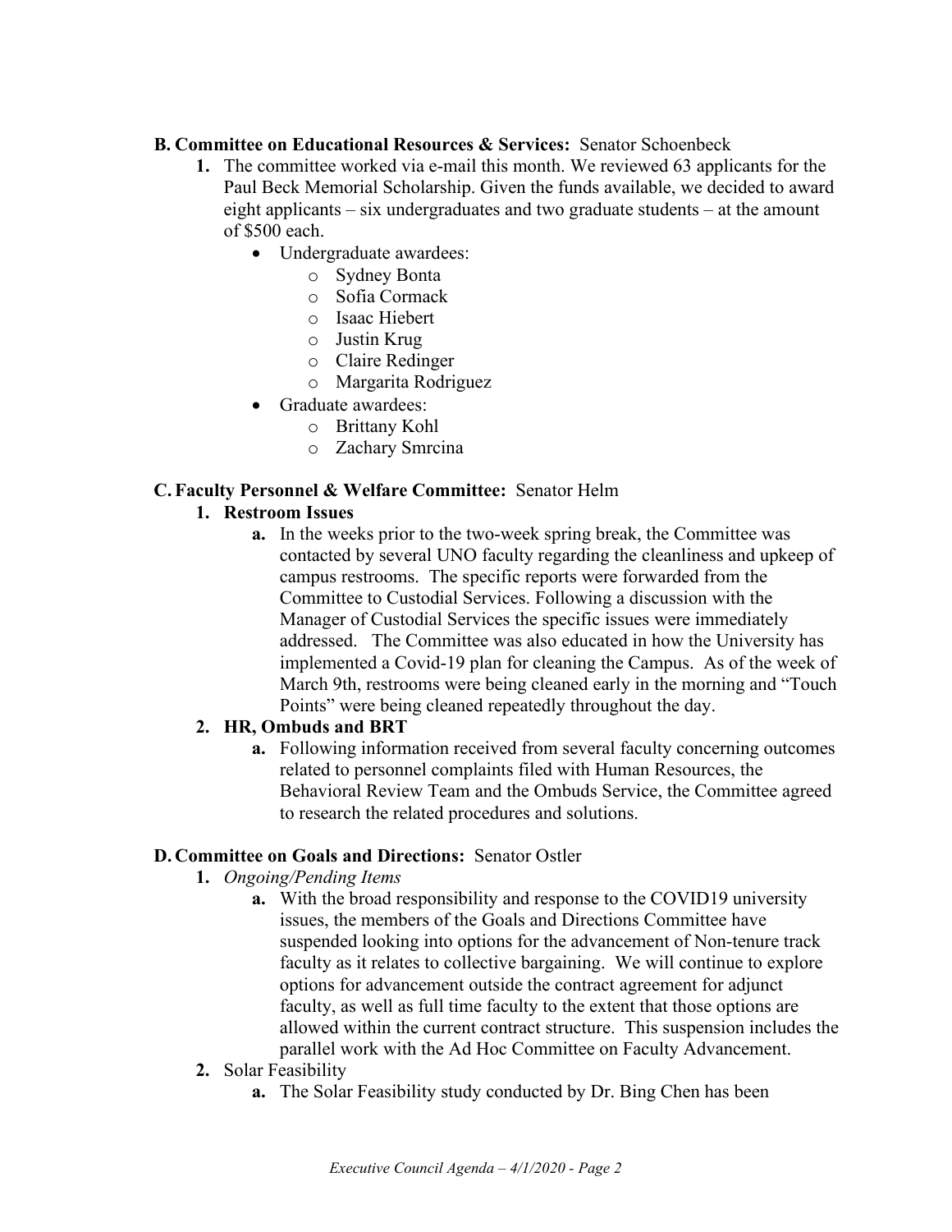**B. Committee on Educational Resources & Services:** Senator Schoenbeck

1. The committee worked via e-mail this month. We reviewed 63 applicants for the Paul Beck Memorial Scholarship. Given the funds available, we decided to award eight applicants – six undergraduates and two graduate students – at the amount of $500 each.
   - Undergraduate awardees:
     - Sydney Bonta
     - Sofia Cormack
     - Isaac Hiebert
     - Justin Krug
     - Claire Redinger
     - Margarita Rodriguez
   - Graduate awardees:
     - Brittany Kohl
     - Zachary Smrcina

**C. Faculty Personnel & Welfare Committee:** Senator Helm

1. **Restroom Issues**
   - **a.** In the weeks prior to the two-week spring break, the Committee was contacted by several UNO faculty regarding the cleanliness and upkeep of campus restrooms. The specific reports were forwarded from the Committee to Custodial Services. Following a discussion with the Manager of Custodial Services the specific issues were immediately addressed. The Committee was also educated in how the University has implemented a Covid-19 plan for cleaning the Campus. As of the week of March 9th, restrooms were being cleaned early in the morning and "Touch Points" were being cleaned repeatedly throughout the day.
2. **HR, Ombuds and BRT**
   - **a.** Following information received from several faculty concerning outcomes related to personnel complaints filed with Human Resources, the Behavioral Review Team and the Ombuds Service, the Committee agreed to research the related procedures and solutions.

**D. Committee on Goals and Directions:** Senator Ostler

1. *Ongoing/Pending Items*
   - **a.** With the broad responsibility and response to the COVID19 university issues, the members of the Goals and Directions Committee have suspended looking into options for the advancement of Non-tenure track faculty as it relates to collective bargaining. We will continue to explore options for advancement outside the contract agreement for adjunct faculty, as well as full time faculty to the extent that those options are allowed within the current contract structure. This suspension includes the parallel work with the Ad Hoc Committee on Faculty Advancement.
2. Solar Feasibility
   - **a.** The Solar Feasibility study conducted by Dr. Bing Chen has been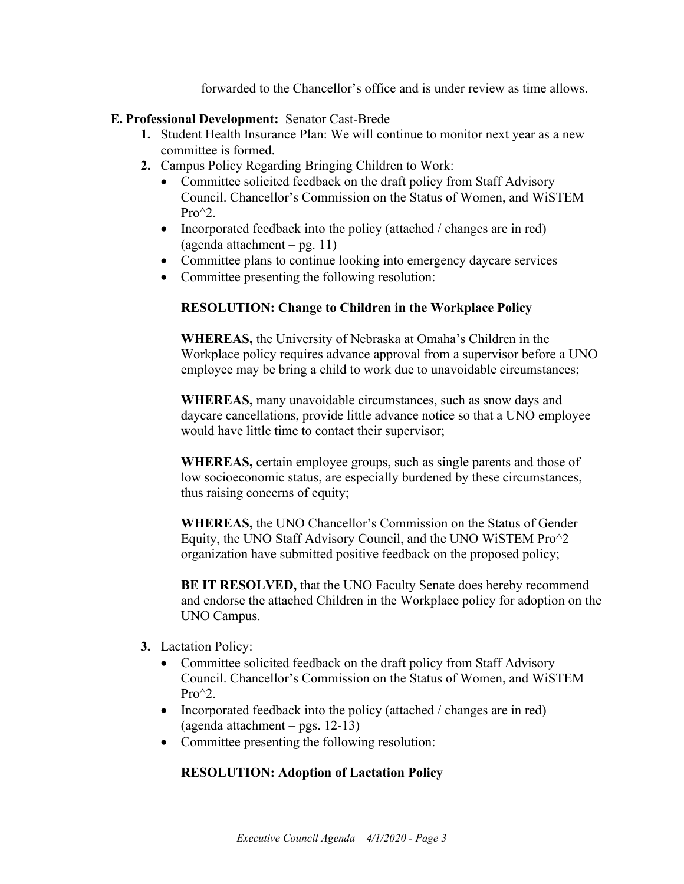forwarded to the Chancellor's office and is under review as time allows.

**E. Professional Development:** Senator Cast-Brede

1. Student Health Insurance Plan: We will continue to monitor next year as a new committee is formed.
2. Campus Policy Regarding Bringing Children to Work:
   - Committee solicited feedback on the draft policy from Staff Advisory Council. Chancellor's Commission on the Status of Women, and WiSTEM Pro^2.
   - Incorporated feedback into the policy (attached / changes are in red) (agenda attachment – pg. 11)
   - Committee plans to continue looking into emergency daycare services
   - Committee presenting the following resolution:

   **RESOLUTION: Change to Children in the Workplace Policy**

   **WHEREAS,** the University of Nebraska at Omaha's Children in the Workplace policy requires advance approval from a supervisor before a UNO employee may be bring a child to work due to unavoidable circumstances;

   **WHEREAS,** many unavoidable circumstances, such as snow days and daycare cancellations, provide little advance notice so that a UNO employee would have little time to contact their supervisor;

   **WHEREAS,** certain employee groups, such as single parents and those of low socioeconomic status, are especially burdened by these circumstances, thus raising concerns of equity;

   **WHEREAS,** the UNO Chancellor's Commission on the Status of Gender Equity, the UNO Staff Advisory Council, and the UNO WiSTEM Pro^2 organization have submitted positive feedback on the proposed policy;

   **BE IT RESOLVED,** that the UNO Faculty Senate does hereby recommend and endorse the attached Children in the Workplace policy for adoption on the UNO Campus.

3. Lactation Policy:
   - Committee solicited feedback on the draft policy from Staff Advisory Council. Chancellor's Commission on the Status of Women, and WiSTEM Pro^2.
   - Incorporated feedback into the policy (attached / changes are in red) (agenda attachment – pgs. 12-13)
   - Committee presenting the following resolution:

   **RESOLUTION: Adoption of Lactation Policy**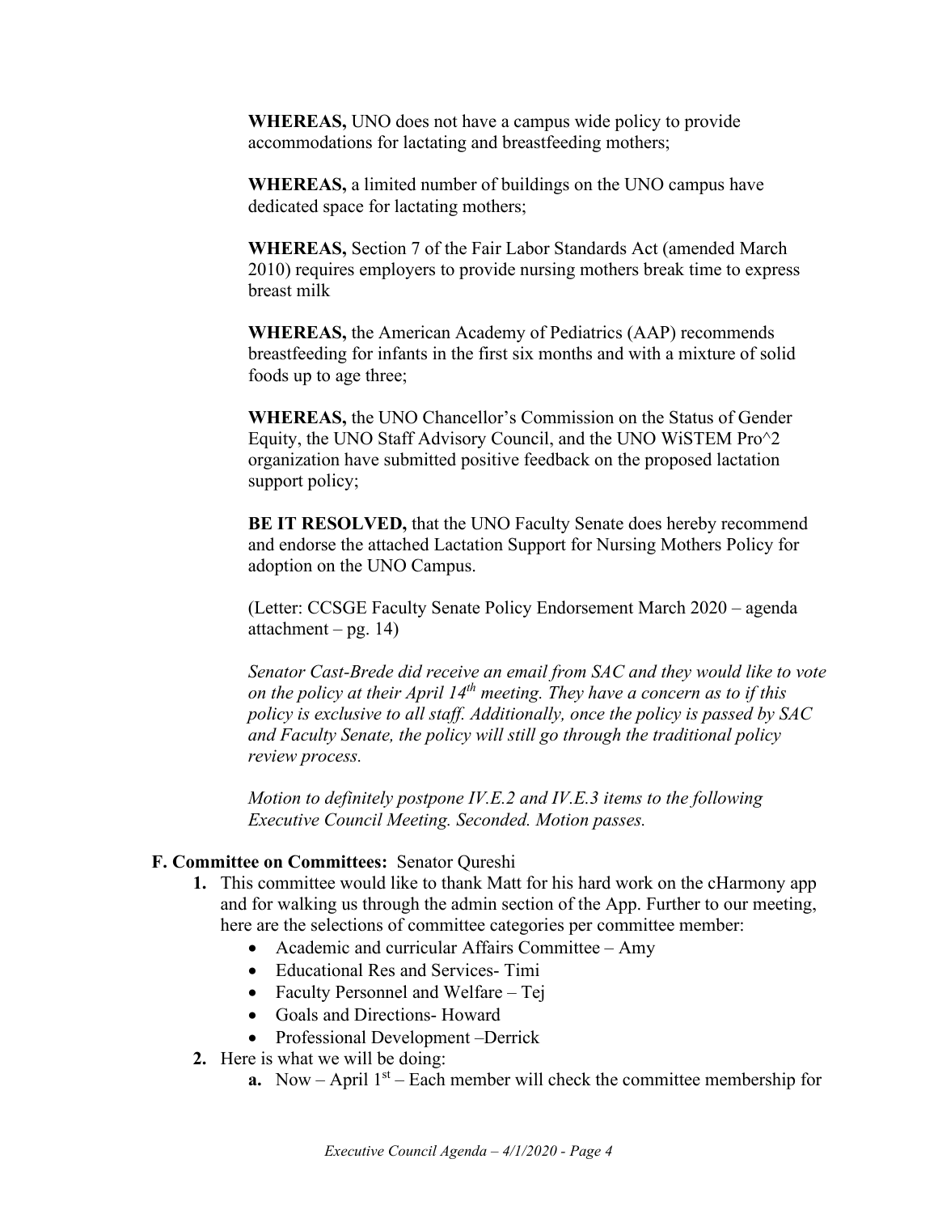**WHEREAS,** UNO does not have a campus wide policy to provide accommodations for lactating and breastfeeding mothers;

**WHEREAS,** a limited number of buildings on the UNO campus have dedicated space for lactating mothers;

**WHEREAS,** Section 7 of the Fair Labor Standards Act (amended March 2010) requires employers to provide nursing mothers break time to express breast milk

**WHEREAS,** the American Academy of Pediatrics (AAP) recommends breastfeeding for infants in the first six months and with a mixture of solid foods up to age three;

**WHEREAS,** the UNO Chancellor's Commission on the Status of Gender Equity, the UNO Staff Advisory Council, and the UNO WiSTEM Pro^2 organization have submitted positive feedback on the proposed lactation support policy;

**BE IT RESOLVED,** that the UNO Faculty Senate does hereby recommend and endorse the attached Lactation Support for Nursing Mothers Policy for adoption on the UNO Campus.

(Letter: CCSGE Faculty Senate Policy Endorsement March 2020 – agenda attachment – pg. 14)

*Senator Cast-Brede did receive an email from SAC and they would like to vote on the policy at their April 14th meeting. They have a concern as to if this policy is exclusive to all staff. Additionally, once the policy is passed by SAC and Faculty Senate, the policy will still go through the traditional policy review process.*

*Motion to definitely postpone IV.E.2 and IV.E.3 items to the following Executive Council Meeting. Seconded. Motion passes.*

**F. Committee on Committees:** Senator Qureshi

1. This committee would like to thank Matt for his hard work on the cHarmony app and for walking us through the admin section of the App. Further to our meeting, here are the selections of committee categories per committee member:
   - Academic and curricular Affairs Committee – Amy
   - Educational Res and Services- Timi
   - Faculty Personnel and Welfare – Tej
   - Goals and Directions- Howard
   - Professional Development –Derrick
2. Here is what we will be doing:
   a. Now – April 1st – Each member will check the committee membership for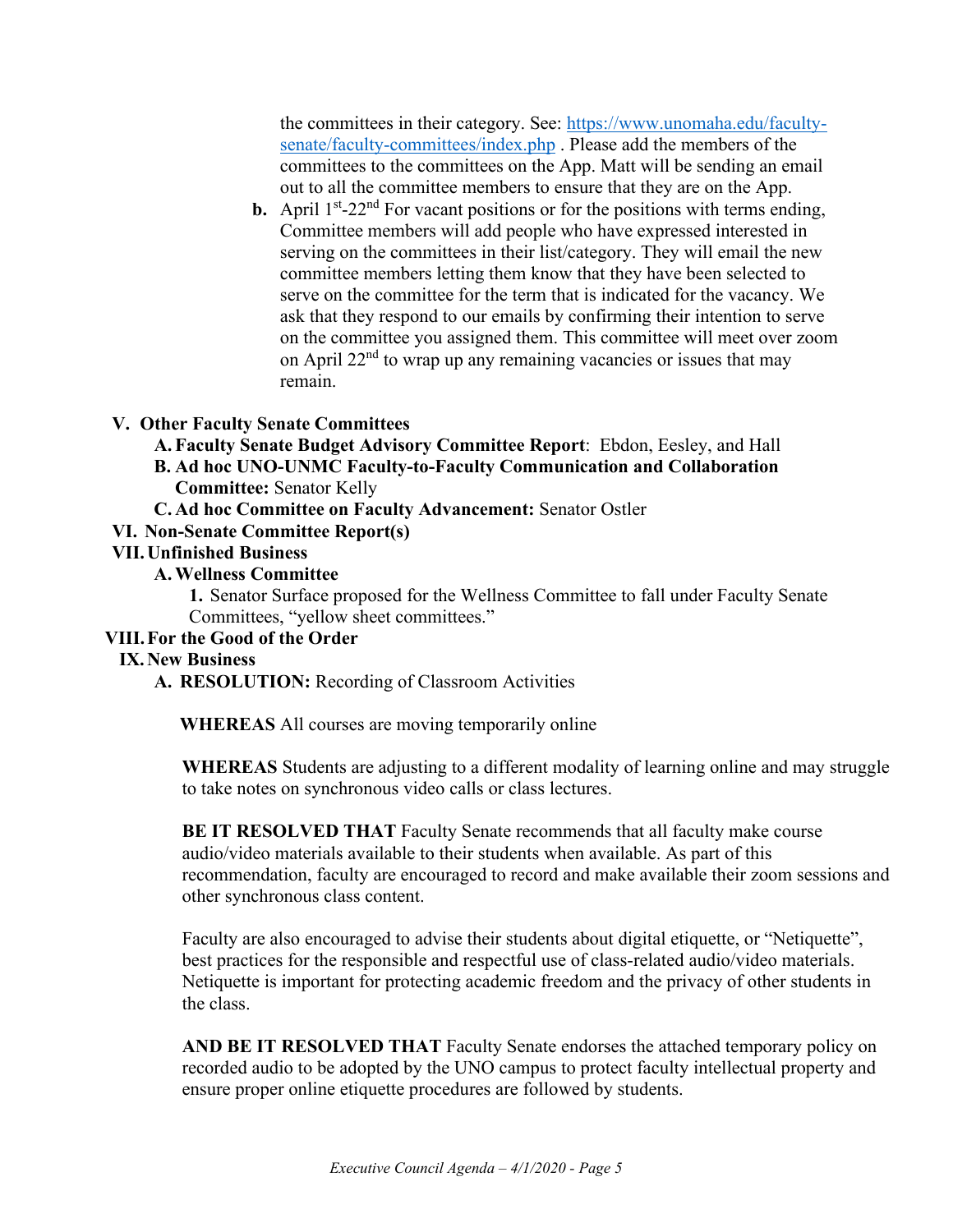the committees in their category. See: https://www.unomaha.edu/faculty-senate/faculty-committees/index.php . Please add the members of the committees to the committees on the App. Matt will be sending an email out to all the committee members to ensure that they are on the App.

**b.** April 1st-22nd For vacant positions or for the positions with terms ending, Committee members will add people who have expressed interested in serving on the committees in their list/category. They will email the new committee members letting them know that they have been selected to serve on the committee for the term that is indicated for the vacancy. We ask that they respond to our emails by confirming their intention to serve on the committee you assigned them. This committee will meet over zoom on April 22nd to wrap up any remaining vacancies or issues that may remain.

**V. Other Faculty Senate Committees**

**A. Faculty Senate Budget Advisory Committee Report**: Ebdon, Eesley, and Hall

**B. Ad hoc UNO-UNMC Faculty-to-Faculty Communication and Collaboration Committee:** Senator Kelly

**C. Ad hoc Committee on Faculty Advancement:** Senator Ostler

**VI. Non-Senate Committee Report(s)**

**VII. Unfinished Business**

**A. Wellness Committee**

**1.** Senator Surface proposed for the Wellness Committee to fall under Faculty Senate Committees, "yellow sheet committees."

**VIII. For the Good of the Order**

**IX. New Business**

**A. RESOLUTION:** Recording of Classroom Activities

**WHEREAS** All courses are moving temporarily online

**WHEREAS** Students are adjusting to a different modality of learning online and may struggle to take notes on synchronous video calls or class lectures.

**BE IT RESOLVED THAT** Faculty Senate recommends that all faculty make course audio/video materials available to their students when available. As part of this recommendation, faculty are encouraged to record and make available their zoom sessions and other synchronous class content.

Faculty are also encouraged to advise their students about digital etiquette, or "Netiquette", best practices for the responsible and respectful use of class-related audio/video materials. Netiquette is important for protecting academic freedom and the privacy of other students in the class.

**AND BE IT RESOLVED THAT** Faculty Senate endorses the attached temporary policy on recorded audio to be adopted by the UNO campus to protect faculty intellectual property and ensure proper online etiquette procedures are followed by students.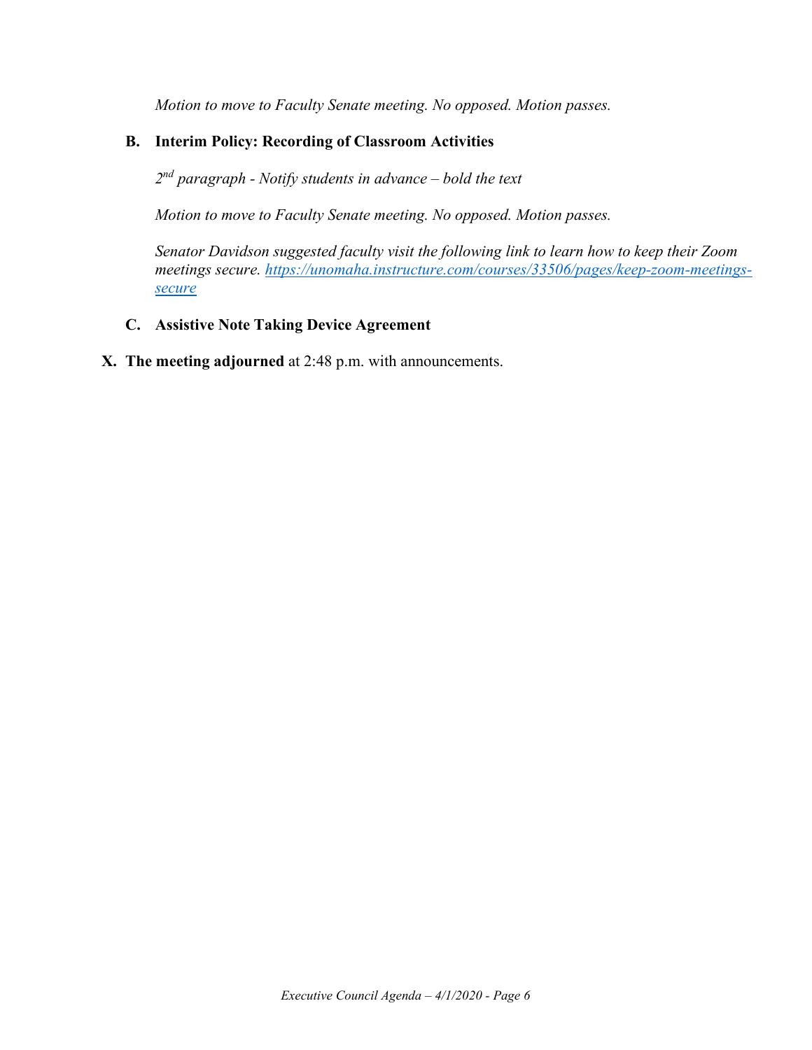*Motion to move to Faculty Senate meeting. No opposed. Motion passes.*

**B. Interim Policy: Recording of Classroom Activities**

*2nd paragraph - Notify students in advance – bold the text*

*Motion to move to Faculty Senate meeting. No opposed. Motion passes.*

*Senator Davidson suggested faculty visit the following link to learn how to keep their Zoom meetings secure. [https://unomaha.instructure.com/courses/33506/pages/keep-zoom-meetings-secure](https://unomaha.instructure.com/courses/33506/pages/keep-zoom-meetings-secure)*

**C. Assistive Note Taking Device Agreement**

**X. The meeting adjourned** at 2:48 p.m. with announcements.